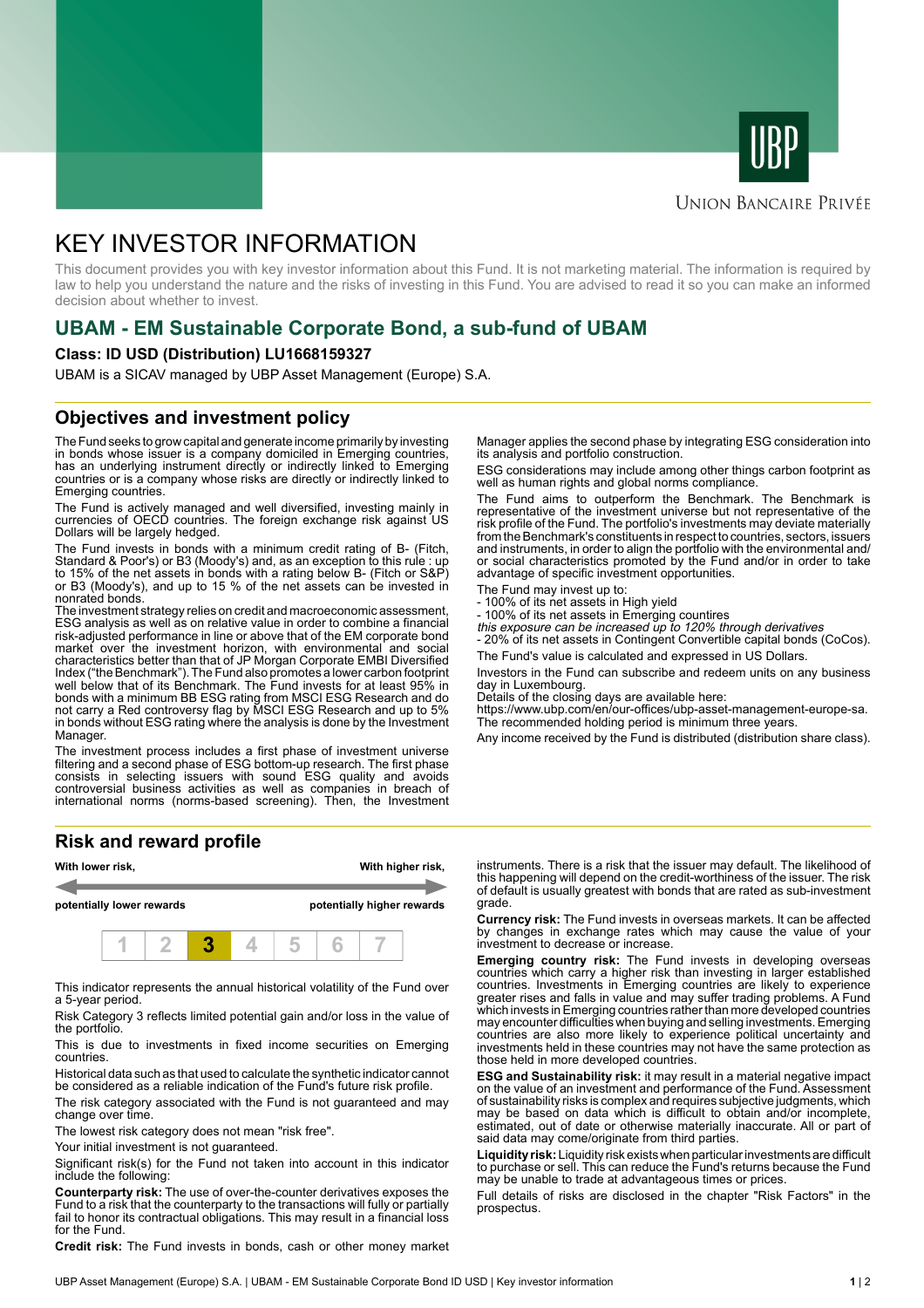UBP

Union Bancaire Privée

# KEY INVESTOR INFORMATION

This document provides you with key investor information about this Fund. It is not marketing material. The information is required by law to help you understand the nature and the risks of investing in this Fund. You are advised to read it so you can make an informed decision about whether to invest.

## UBAM - EM Sustainable Corporate Bond, a sub-fund of UBAM

**Class: ID USD (Distribution) LU1668159327**

UBAM is a SICAV managed by UBP Asset Management (Europe) S.A.

## Objectives and investment policy

The Fund seeks to grow capital and generate income primarily by investing in bonds whose issuer is a company domiciled in Emerging countries, has an underlying instrument directly or indirectly linked to Emerging countries or is a company whose risks are directly or indirectly linked to Emerging countries.

The Fund is actively managed and well diversified, investing mainly in currencies of OECD countries. The foreign exchange risk against US Dollars will be largely hedged.

The Fund invests in bonds with a minimum credit rating of B- (Fitch, Standard & Poor's) or B3 (Moody's) and, as an exception to this rule : up to 15% of the net assets in bonds with a rating below B- (Fitch or S&P) or B3 (Moody's), and up to 15 % of the net assets can be invested in nonrated bonds.

The investment strategy relies on credit and macroeconomic assessment, ESG analysis as well as on relative value in order to combine a financial risk-adjusted performance in line or above that of the EM corporate bond market over the investment horizon, with environmental and social characteristics better than that of JP Morgan Corporate EMBI Diversified Index ("the Benchmark"). The Fund also promotes a lower carbon footprint well below that of its Benchmark. The Fund invests for at least 95% in bonds with a minimum BB ESG rating from MSCI ESG Research and do not carry a Red controversy flag by MSCI ESG Research and up to 5% in bonds without ESG rating where the analysis is done by the Investment Manager.

The investment process includes a first phase of investment universe filtering and a second phase of ESG bottom-up research. The first phase consists in selecting issuers with sound ESG quality and avoids controversial business activities as well as companies in breach of international norms (norms-based screening). Then, the Investment Manager applies the second phase by integrating ESG consideration into its analysis and portfolio construction.

ESG considerations may include among other things carbon footprint as well as human rights and global norms compliance.

The Fund aims to outperform the Benchmark. The Benchmark is representative of the investment universe but not representative of the risk profile of the Fund. The portfolio's investments may deviate materially from the Benchmark's constituents in respect to countries, sectors, issuers and instruments, in order to align the portfolio with the environmental and/or social characteristics promoted by the Fund and/or in order to take advantage of specific investment opportunities.

The Fund may invest up to:
- 100% of its net assets in High yield
- 100% of its net assets in Emerging countries
*this exposure can be increased up to 120% through derivatives*
- 20% of its net assets in Contingent Convertible capital bonds (CoCos).

The Fund's value is calculated and expressed in US Dollars.

Investors in the Fund can subscribe and redeem units on any business day in Luxembourg.
Details of the closing days are available here:
https://www.ubp.com/en/our-offices/ubp-asset-management-europe-sa.
The recommended holding period is minimum three years.

Any income received by the Fund is distributed (distribution share class).

## Risk and reward profile

**With lower risk,** **potentially lower rewards** — **With higher risk,** **potentially higher rewards**

| 1 | 2 | **3** | 4 | 5 | 6 | 7 |
|---|---|---|---|---|---|---|

This indicator represents the annual historical volatility of the Fund over a 5-year period.

Risk Category 3 reflects limited potential gain and/or loss in the value of the portfolio.

This is due to investments in fixed income securities on Emerging countries.

Historical data such as that used to calculate the synthetic indicator cannot be considered as a reliable indication of the Fund's future risk profile.

The risk category associated with the Fund is not guaranteed and may change over time.

The lowest risk category does not mean "risk free".

Your initial investment is not guaranteed.

Significant risk(s) for the Fund not taken into account in this indicator include the following:

**Counterparty risk:** The use of over-the-counter derivatives exposes the Fund to a risk that the counterparty to the transactions will fully or partially fail to honor its contractual obligations. This may result in a financial loss for the Fund.

**Credit risk:** The Fund invests in bonds, cash or other money market instruments. There is a risk that the issuer may default. The likelihood of this happening will depend on the credit-worthiness of the issuer. The risk of default is usually greatest with bonds that are rated as sub-investment grade.

**Currency risk:** The Fund invests in overseas markets. It can be affected by changes in exchange rates which may cause the value of your investment to decrease or increase.

**Emerging country risk:** The Fund invests in developing overseas countries which carry a higher risk than investing in larger established countries. Investments in Emerging countries are likely to experience greater rises and falls in value and may suffer trading problems. A Fund which invests in Emerging countries rather than more developed countries may encounter difficulties when buying and selling investments. Emerging countries are also more likely to experience political uncertainty and investments held in these countries may not have the same protection as those held in more developed countries.

**ESG and Sustainability risk:** it may result in a material negative impact on the value of an investment and performance of the Fund. Assessment of sustainability risks is complex and requires subjective judgments, which may be based on data which is difficult to obtain and/or incomplete, estimated, out of date or otherwise materially inaccurate. All or part of said data may come/originate from third parties.

**Liquidity risk:** Liquidity risk exists when particular investments are difficult to purchase or sell. This can reduce the Fund's returns because the Fund may be unable to trade at advantageous times or prices.

Full details of risks are disclosed in the chapter "Risk Factors" in the prospectus.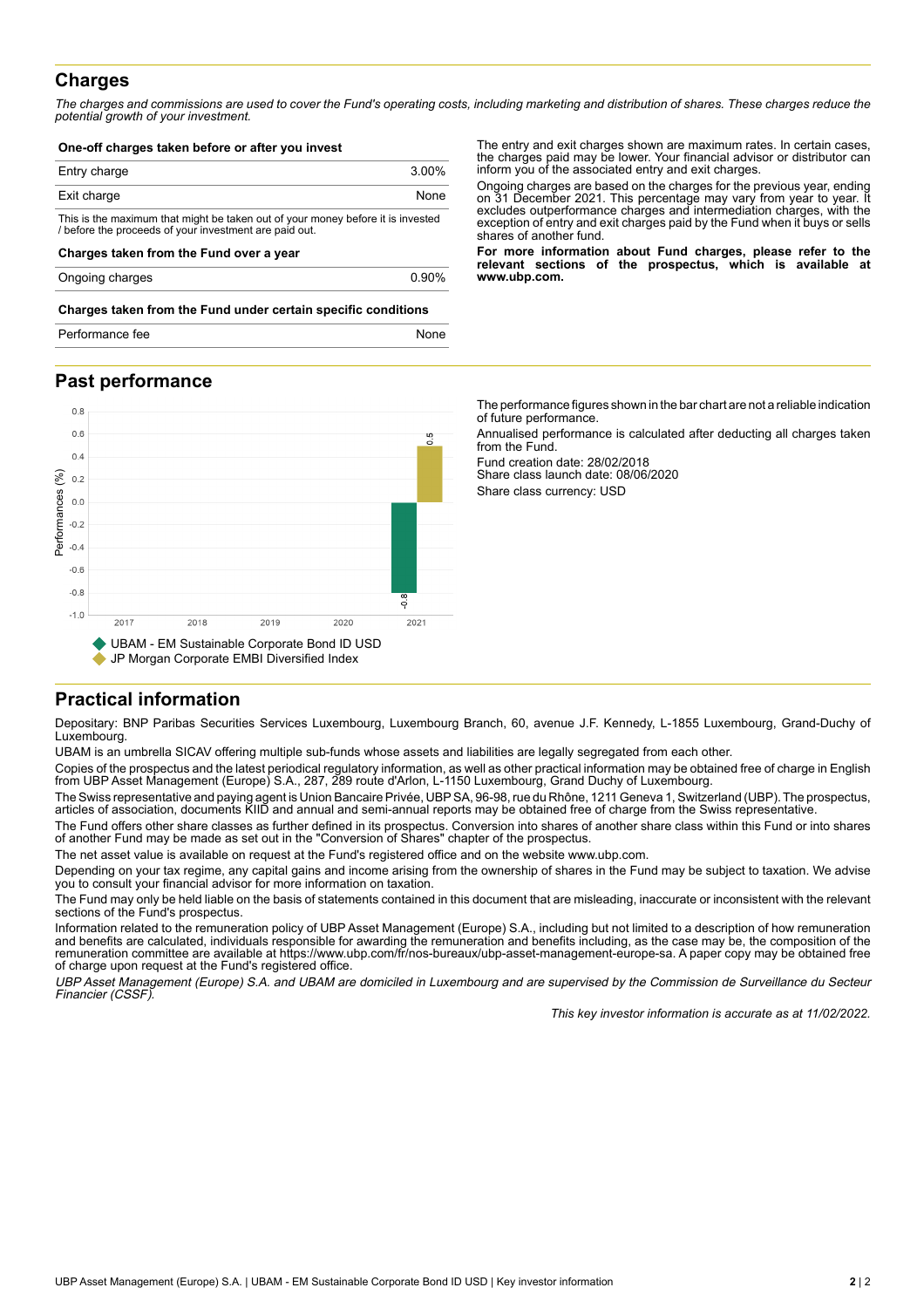## Charges

*The charges and commissions are used to cover the Fund's operating costs, including marketing and distribution of shares. These charges reduce the potential growth of your investment.*

| One-off charges taken before or after you invest | |
|---|---|
| Entry charge | 3.00% |
| Exit charge | None |

This is the maximum that might be taken out of your money before it is invested / before the proceeds of your investment are paid out.

| Charges taken from the Fund over a year | |
|---|---|
| Ongoing charges | 0.90% |

| Charges taken from the Fund under certain specific conditions | |
|---|---|
| Performance fee | None |

The entry and exit charges shown are maximum rates. In certain cases, the charges paid may be lower. Your financial advisor or distributor can inform you of the associated entry and exit charges.

Ongoing charges are based on the charges for the previous year, ending on 31 December 2021. This percentage may vary from year to year. It excludes outperformance charges and intermediation charges, with the exception of entry and exit charges paid by the Fund when it buys or sells shares of another fund.

**For more information about Fund charges, please refer to the relevant sections of the prospectus, which is available at www.ubp.com.**

## Past performance

Performances (%)

0.8
0.6
0.4
0.2
0.0
-0.2
-0.4
-0.6
-0.8
-1.0

2017 2018 2019 2020 2021

-0.8
0.5

UBAM - EM Sustainable Corporate Bond ID USD
JP Morgan Corporate EMBI Diversified Index

The performance figures shown in the bar chart are not a reliable indication of future performance.

Annualised performance is calculated after deducting all charges taken from the Fund.

Fund creation date: 28/02/2018
Share class launch date: 08/06/2020
Share class currency: USD

## Practical information

Depositary: BNP Paribas Securities Services Luxembourg, Luxembourg Branch, 60, avenue J.F. Kennedy, L-1855 Luxembourg, Grand-Duchy of Luxembourg.

UBAM is an umbrella SICAV offering multiple sub-funds whose assets and liabilities are legally segregated from each other.

Copies of the prospectus and the latest periodical regulatory information, as well as other practical information may be obtained free of charge in English from UBP Asset Management (Europe) S.A., 287, 289 route d'Arlon, L-1150 Luxembourg, Grand Duchy of Luxembourg.

The Swiss representative and paying agent is Union Bancaire Privée, UBP SA, 96-98, rue du Rhône, 1211 Geneva 1, Switzerland (UBP). The prospectus, articles of association, documents KIID and annual and semi-annual reports may be obtained free of charge from the Swiss representative.

The Fund offers other share classes as further defined in its prospectus. Conversion into shares of another share class within this Fund or into shares of another Fund may be made as set out in the "Conversion of Shares" chapter of the prospectus.

The net asset value is available on request at the Fund's registered office and on the website www.ubp.com.

Depending on your tax regime, any capital gains and income arising from the ownership of shares in the Fund may be subject to taxation. We advise you to consult your financial advisor for more information on taxation.

The Fund may only be held liable on the basis of statements contained in this document that are misleading, inaccurate or inconsistent with the relevant sections of the Fund's prospectus.

Information related to the remuneration policy of UBP Asset Management (Europe) S.A., including but not limited to a description of how remuneration and benefits are calculated, individuals responsible for awarding the remuneration and benefits including, as the case may be, the composition of the remuneration committee are available at https://www.ubp.com/fr/nos-bureaux/ubp-asset-management-europe-sa. A paper copy may be obtained free of charge upon request at the Fund's registered office.

*UBP Asset Management (Europe) S.A. and UBAM are domiciled in Luxembourg and are supervised by the Commission de Surveillance du Secteur Financier (CSSF).*

*This key investor information is accurate as at 11/02/2022.*